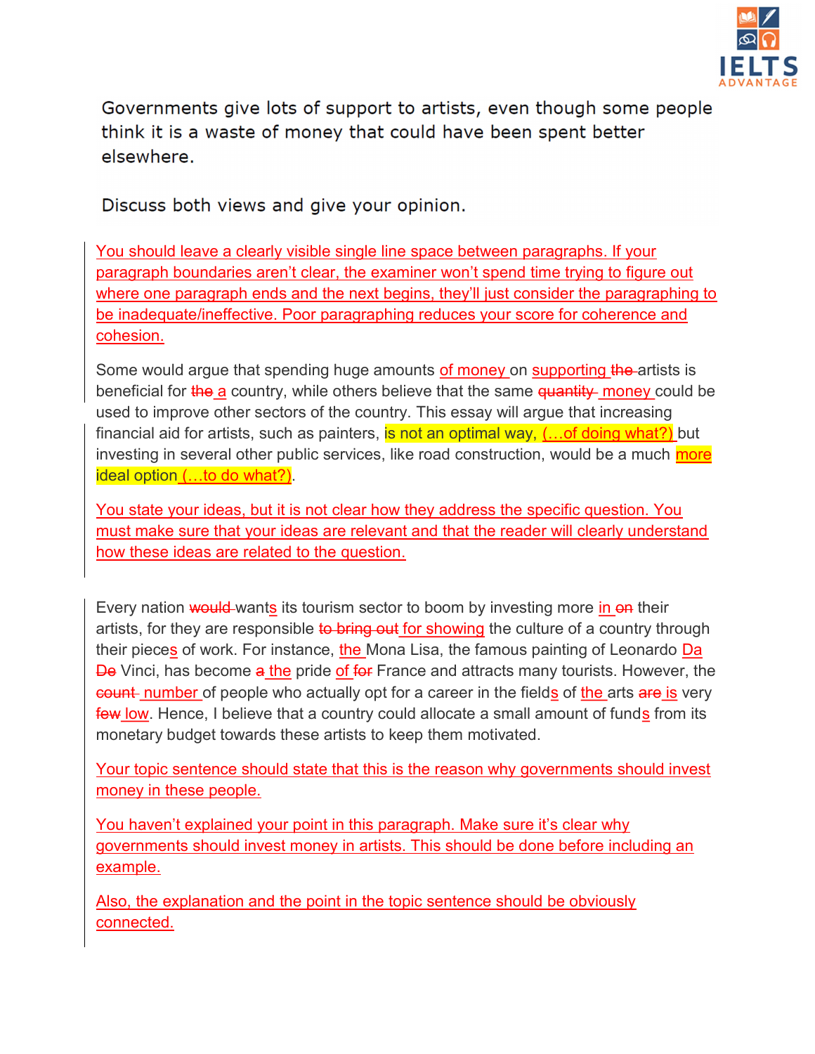Governments give lots of support to artists, even though some people think it is a waste of money that could have been spent better elsewhere.

Discuss both views and give your opinion.

You should leave a clearly visible single line space between paragraphs. If your paragraph boundaries aren't clear, the examiner won't spend time trying to figure out where one paragraph ends and the next begins, they'll just consider the paragraphing to be inadequate/ineffective. Poor paragraphing reduces your score for coherence and cohesion.

Some would argue that spending huge amounts ~~of money~~ of money on ~~supporting~~ supporting ~~the~~ artists is beneficial for ~~the~~ a country, while others believe that the same ~~quantity~~ money could be used to improve other sectors of the country. This essay will argue that increasing financial aid for artists, such as painters, is not an optimal way, (…of doing what?) but investing in several other public services, like road construction, would be a much more ideal option (…to do what?).

You state your ideas, but it is not clear how they address the specific question. You must make sure that your ideas are relevant and that the reader will clearly understand how these ideas are related to the question.

Every nation ~~would~~ wants its tourism sector to boom by investing more in ~~on~~ their artists, for they are responsible ~~to bring out~~ for showing the culture of a country through their pieces of work. For instance, the Mona Lisa, the famous painting of Leonardo Da ~~De~~ Vinci, has become ~~a~~ the pride of ~~for~~ France and attracts many tourists. However, the ~~count~~ number of people who actually opt for a career in the fields of the arts ~~are~~ is very ~~few~~ low. Hence, I believe that a country could allocate a small amount of funds from its monetary budget towards these artists to keep them motivated.

Your topic sentence should state that this is the reason why governments should invest money in these people.

You haven't explained your point in this paragraph. Make sure it's clear why governments should invest money in artists. This should be done before including an example.

Also, the explanation and the point in the topic sentence should be obviously connected.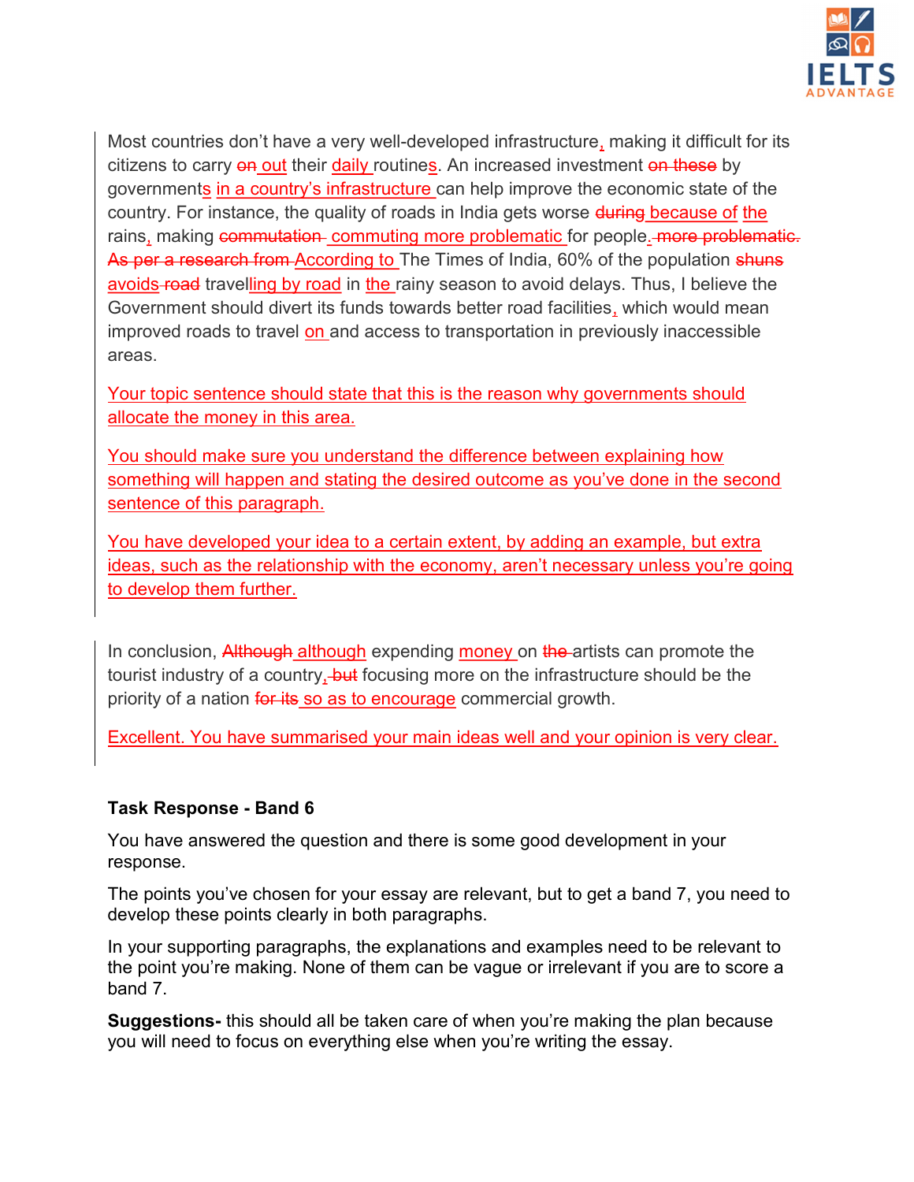Most countries don't have a very well-developed infrastructure, making it difficult for its citizens to carry ~~on~~ out their daily routines. An increased investment ~~on these~~ by governments in a country's infrastructure can help improve the economic state of the country. For instance, the quality of roads in India gets worse ~~during~~ because of the rains, making ~~commutation~~ commuting more problematic for people. ~~more problematic.~~ ~~As per a research from~~ According to The Times of India, 60% of the population ~~shuns~~ avoids ~~road~~ travelling by road in the rainy season to avoid delays. Thus, I believe the Government should divert its funds towards better road facilities, which would mean improved roads to travel on and access to transportation in previously inaccessible areas.

Your topic sentence should state that this is the reason why governments should allocate the money in this area.

You should make sure you understand the difference between explaining how something will happen and stating the desired outcome as you've done in the second sentence of this paragraph.

You have developed your idea to a certain extent, by adding an example, but extra ideas, such as the relationship with the economy, aren't necessary unless you're going to develop them further.

In conclusion, ~~Although~~ although expending money on ~~the~~ artists can promote the tourist industry of a country, ~~but~~ focusing more on the infrastructure should be the priority of a nation ~~for its~~ so as to encourage commercial growth.

Excellent. You have summarised your main ideas well and your opinion is very clear.

**Task Response - Band 6**

You have answered the question and there is some good development in your response.

The points you've chosen for your essay are relevant, but to get a band 7, you need to develop these points clearly in both paragraphs.

In your supporting paragraphs, the explanations and examples need to be relevant to the point you're making. None of them can be vague or irrelevant if you are to score a band 7.

**Suggestions-** this should all be taken care of when you're making the plan because you will need to focus on everything else when you're writing the essay.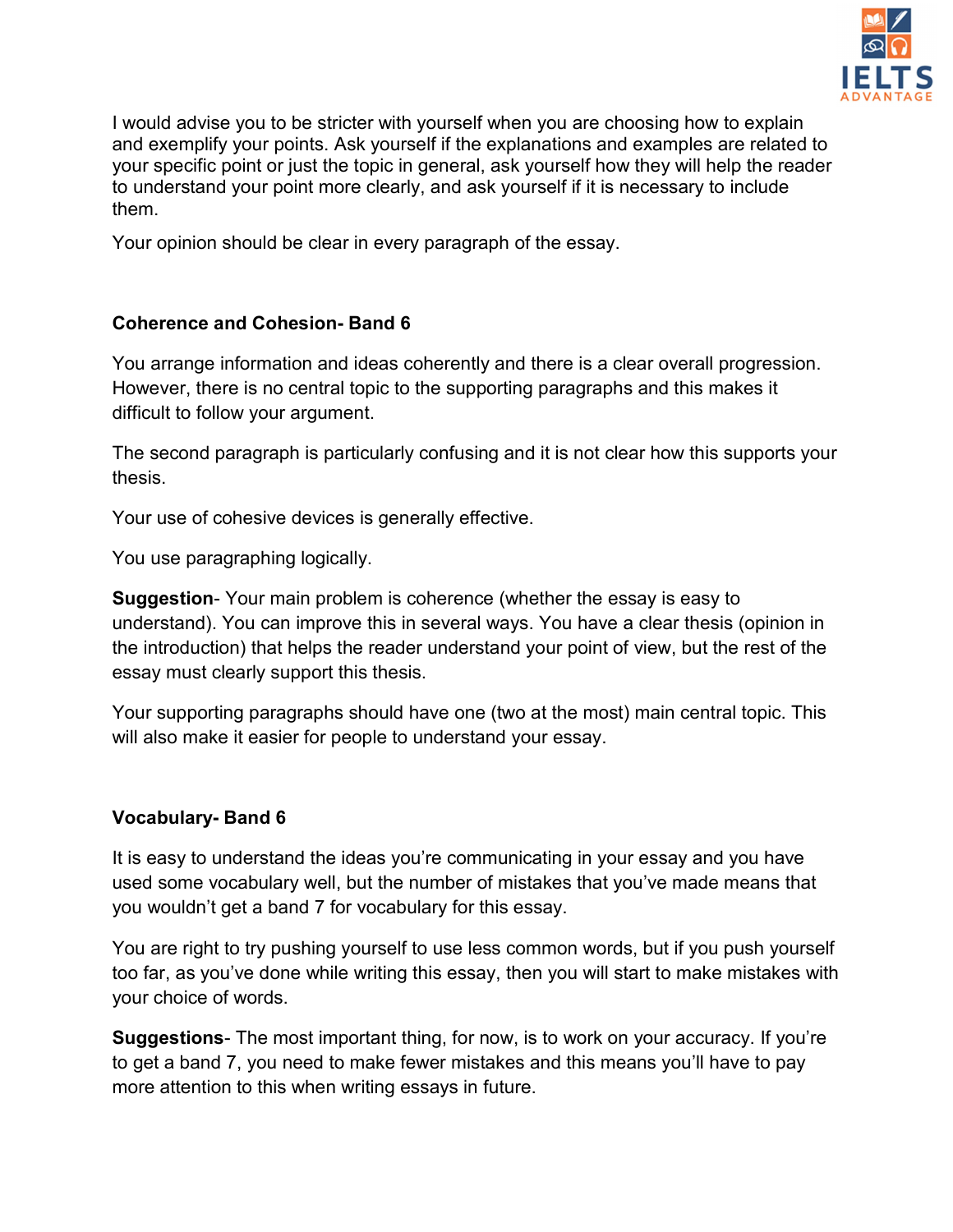I would advise you to be stricter with yourself when you are choosing how to explain and exemplify your points. Ask yourself if the explanations and examples are related to your specific point or just the topic in general, ask yourself how they will help the reader to understand your point more clearly, and ask yourself if it is necessary to include them.

Your opinion should be clear in every paragraph of the essay.

**Coherence and Cohesion- Band 6**

You arrange information and ideas coherently and there is a clear overall progression. However, there is no central topic to the supporting paragraphs and this makes it difficult to follow your argument.

The second paragraph is particularly confusing and it is not clear how this supports your thesis.

Your use of cohesive devices is generally effective.

You use paragraphing logically.

**Suggestion**- Your main problem is coherence (whether the essay is easy to understand). You can improve this in several ways. You have a clear thesis (opinion in the introduction) that helps the reader understand your point of view, but the rest of the essay must clearly support this thesis.

Your supporting paragraphs should have one (two at the most) main central topic. This will also make it easier for people to understand your essay.

**Vocabulary- Band 6**

It is easy to understand the ideas you're communicating in your essay and you have used some vocabulary well, but the number of mistakes that you've made means that you wouldn't get a band 7 for vocabulary for this essay.

You are right to try pushing yourself to use less common words, but if you push yourself too far, as you've done while writing this essay, then you will start to make mistakes with your choice of words.

**Suggestions**- The most important thing, for now, is to work on your accuracy. If you're to get a band 7, you need to make fewer mistakes and this means you'll have to pay more attention to this when writing essays in future.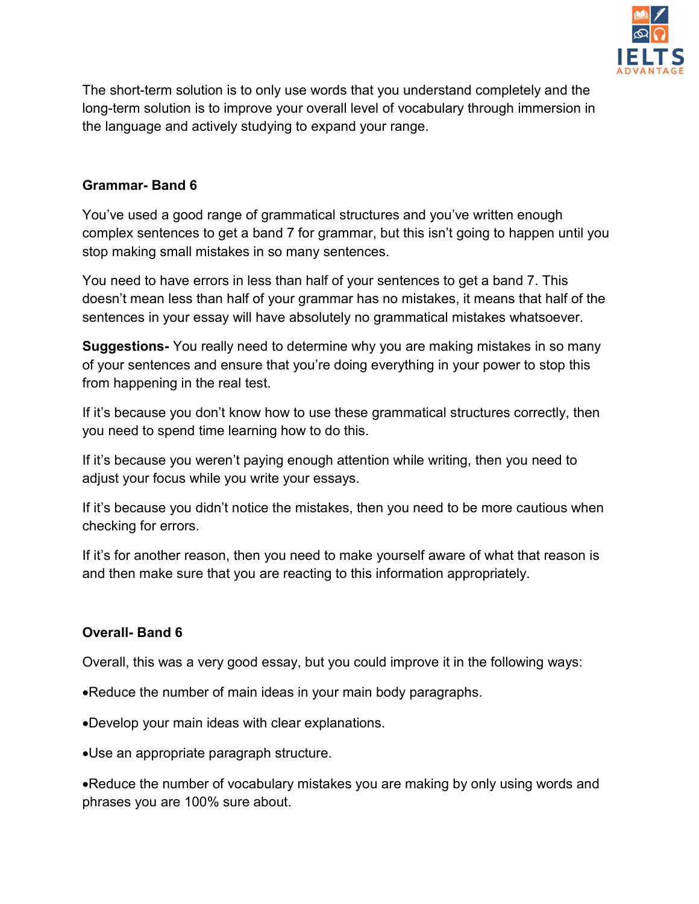The short-term solution is to only use words that you understand completely and the long-term solution is to improve your overall level of vocabulary through immersion in the language and actively studying to expand your range.

**Grammar- Band 6**

You've used a good range of grammatical structures and you've written enough complex sentences to get a band 7 for grammar, but this isn't going to happen until you stop making small mistakes in so many sentences.

You need to have errors in less than half of your sentences to get a band 7. This doesn't mean less than half of your grammar has no mistakes, it means that half of the sentences in your essay will have absolutely no grammatical mistakes whatsoever.

**Suggestions-** You really need to determine why you are making mistakes in so many of your sentences and ensure that you're doing everything in your power to stop this from happening in the real test.

If it's because you don't know how to use these grammatical structures correctly, then you need to spend time learning how to do this.

If it's because you weren't paying enough attention while writing, then you need to adjust your focus while you write your essays.

If it's because you didn't notice the mistakes, then you need to be more cautious when checking for errors.

If it's for another reason, then you need to make yourself aware of what that reason is and then make sure that you are reacting to this information appropriately.

**Overall- Band 6**

Overall, this was a very good essay, but you could improve it in the following ways:

- Reduce the number of main ideas in your main body paragraphs.
- Develop your main ideas with clear explanations.
- Use an appropriate paragraph structure.
- Reduce the number of vocabulary mistakes you are making by only using words and phrases you are 100% sure about.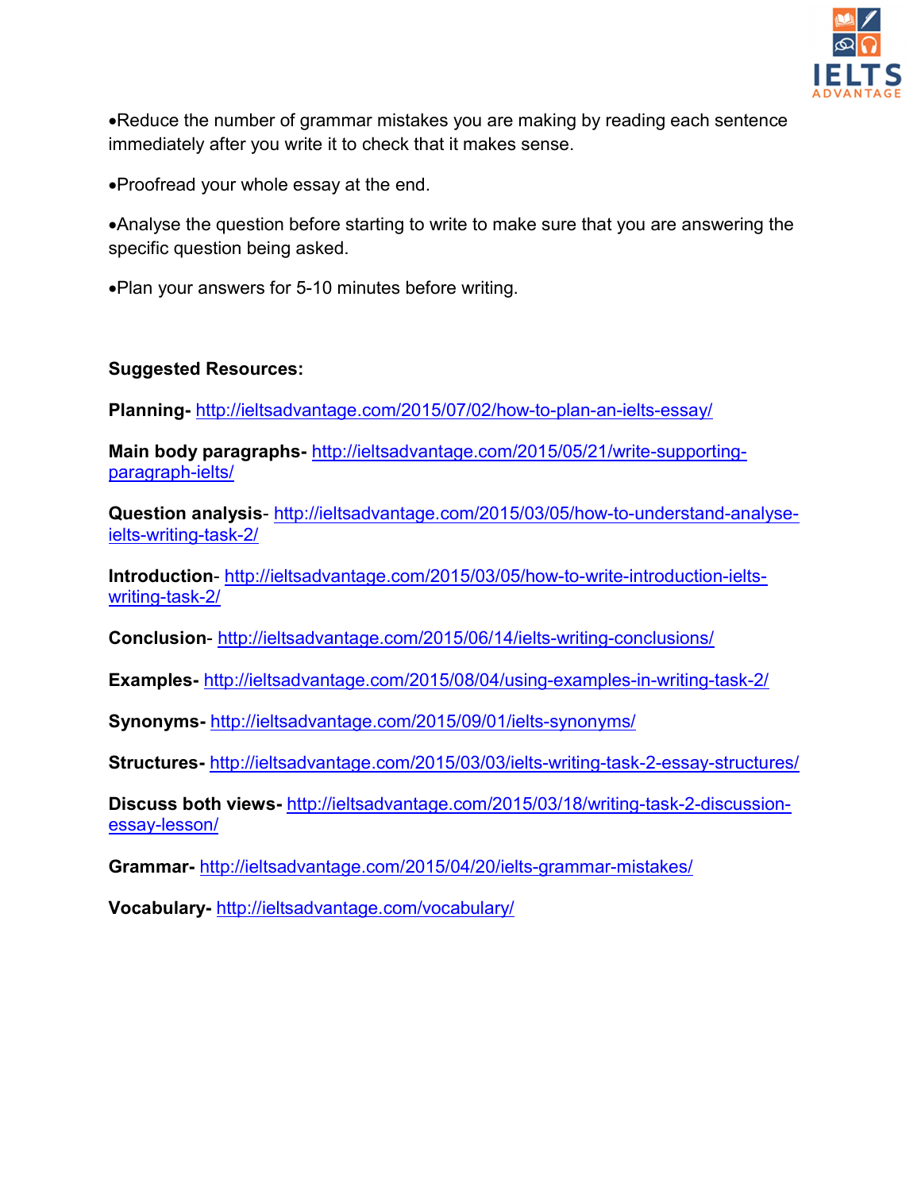- Reduce the number of grammar mistakes you are making by reading each sentence immediately after you write it to check that it makes sense.

- Proofread your whole essay at the end.

- Analyse the question before starting to write to make sure that you are answering the specific question being asked.

- Plan your answers for 5-10 minutes before writing.

**Suggested Resources:**

**Planning-** http://ieltsadvantage.com/2015/07/02/how-to-plan-an-ielts-essay/

**Main body paragraphs-** http://ieltsadvantage.com/2015/05/21/write-supporting-paragraph-ielts/

**Question analysis**- http://ieltsadvantage.com/2015/03/05/how-to-understand-analyse-ielts-writing-task-2/

**Introduction**- http://ieltsadvantage.com/2015/03/05/how-to-write-introduction-ielts-writing-task-2/

**Conclusion**- http://ieltsadvantage.com/2015/06/14/ielts-writing-conclusions/

**Examples-** http://ieltsadvantage.com/2015/08/04/using-examples-in-writing-task-2/

**Synonyms-** http://ieltsadvantage.com/2015/09/01/ielts-synonyms/

**Structures-** http://ieltsadvantage.com/2015/03/03/ielts-writing-task-2-essay-structures/

**Discuss both views-** http://ieltsadvantage.com/2015/03/18/writing-task-2-discussion-essay-lesson/

**Grammar-** http://ieltsadvantage.com/2015/04/20/ielts-grammar-mistakes/

**Vocabulary-** http://ieltsadvantage.com/vocabulary/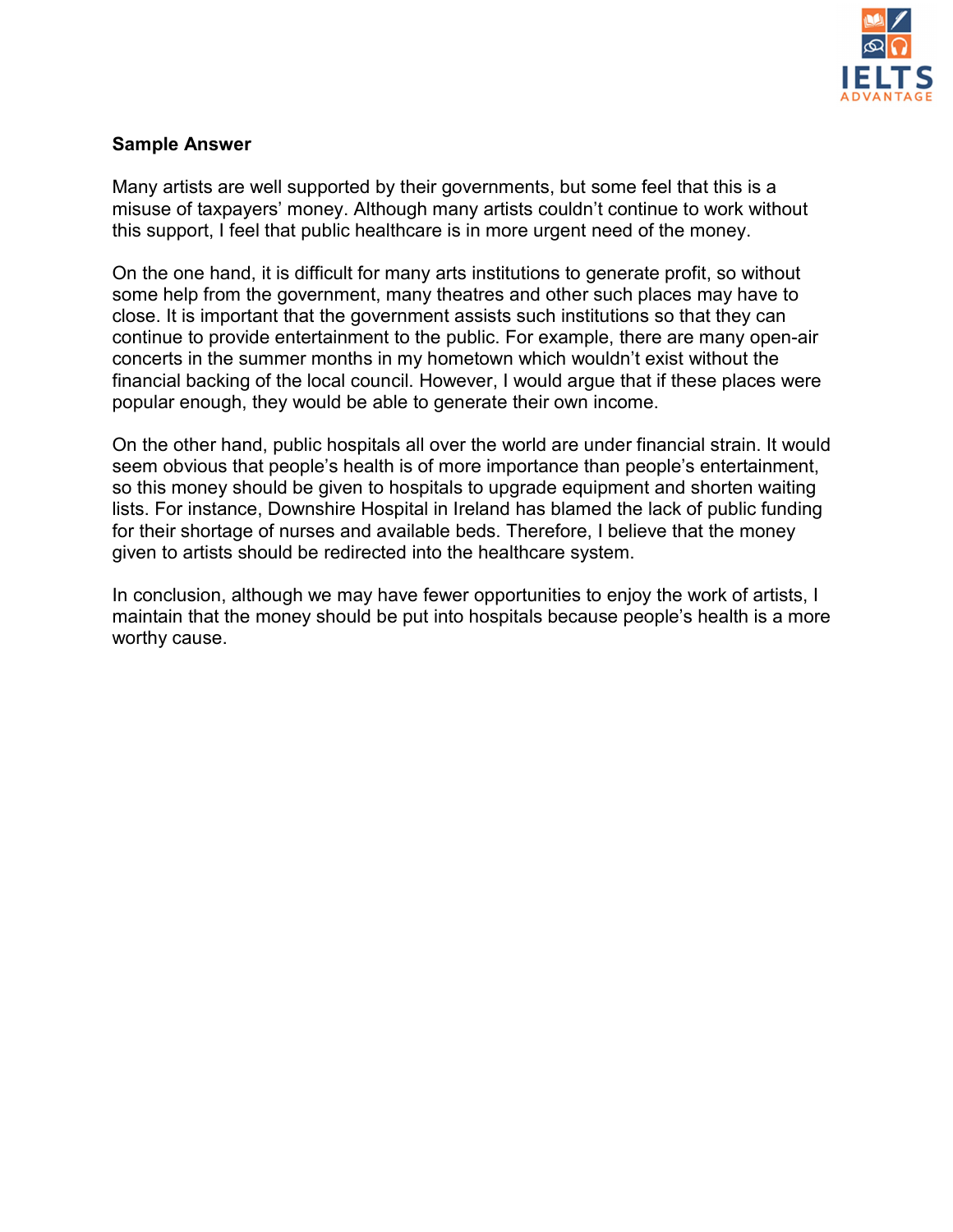**Sample Answer**

Many artists are well supported by their governments, but some feel that this is a misuse of taxpayers' money. Although many artists couldn't continue to work without this support, I feel that public healthcare is in more urgent need of the money.

On the one hand, it is difficult for many arts institutions to generate profit, so without some help from the government, many theatres and other such places may have to close. It is important that the government assists such institutions so that they can continue to provide entertainment to the public. For example, there are many open-air concerts in the summer months in my hometown which wouldn't exist without the financial backing of the local council. However, I would argue that if these places were popular enough, they would be able to generate their own income.

On the other hand, public hospitals all over the world are under financial strain. It would seem obvious that people's health is of more importance than people's entertainment, so this money should be given to hospitals to upgrade equipment and shorten waiting lists. For instance, Downshire Hospital in Ireland has blamed the lack of public funding for their shortage of nurses and available beds. Therefore, I believe that the money given to artists should be redirected into the healthcare system.

In conclusion, although we may have fewer opportunities to enjoy the work of artists, I maintain that the money should be put into hospitals because people's health is a more worthy cause.